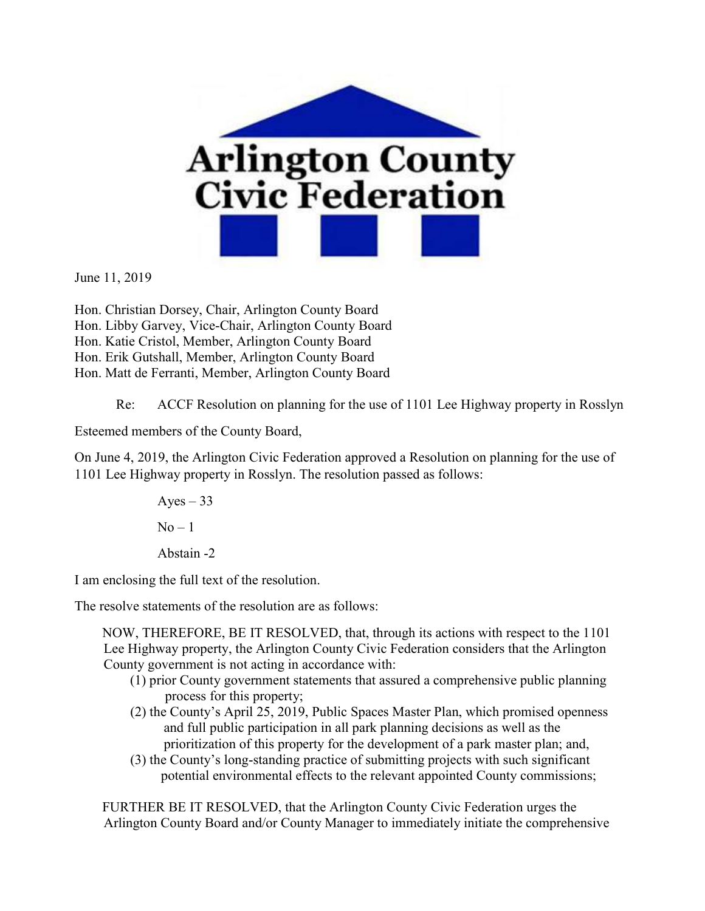# Arlington County Civic Federation

June 11, 2019

Hon. Christian Dorsey, Chair, Arlington County Board
Hon. Libby Garvey, Vice-Chair, Arlington County Board
Hon. Katie Cristol, Member, Arlington County Board
Hon. Erik Gutshall, Member, Arlington County Board
Hon. Matt de Ferranti, Member, Arlington County Board

Re: ACCF Resolution on planning for the use of 1101 Lee Highway property in Rosslyn

Esteemed members of the County Board,

On June 4, 2019, the Arlington Civic Federation approved a Resolution on planning for the use of 1101 Lee Highway property in Rosslyn. The resolution passed as follows:

Ayes – 33

No – 1

Abstain -2

I am enclosing the full text of the resolution.

The resolve statements of the resolution are as follows:

> NOW, THEREFORE, BE IT RESOLVED, that, through its actions with respect to the 1101 Lee Highway property, the Arlington County Civic Federation considers that the Arlington County government is not acting in accordance with:
>
> (1) prior County government statements that assured a comprehensive public planning process for this property;
>
> (2) the County's April 25, 2019, Public Spaces Master Plan, which promised openness and full public participation in all park planning decisions as well as the prioritization of this property for the development of a park master plan; and,
>
> (3) the County's long-standing practice of submitting projects with such significant potential environmental effects to the relevant appointed County commissions;
>
> FURTHER BE IT RESOLVED, that the Arlington County Civic Federation urges the Arlington County Board and/or County Manager to immediately initiate the comprehensive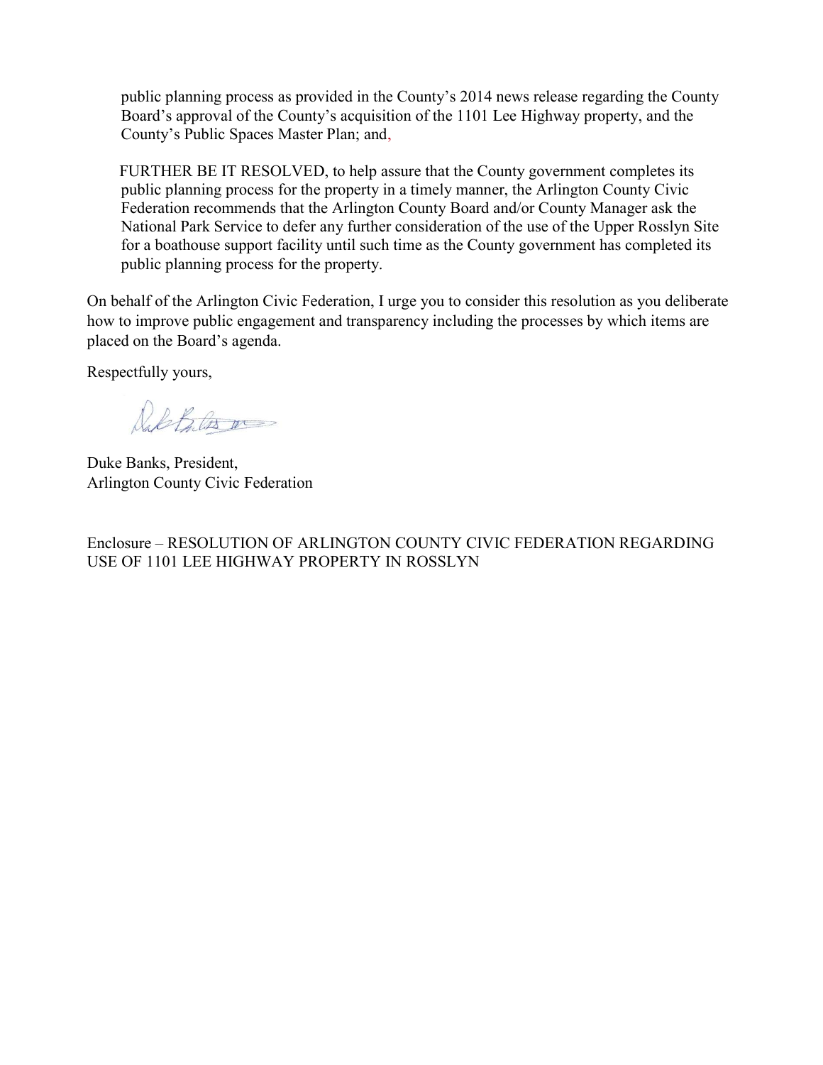public planning process as provided in the County's 2014 news release regarding the County Board's approval of the County's acquisition of the 1101 Lee Highway property, and the County's Public Spaces Master Plan; and,

FURTHER BE IT RESOLVED, to help assure that the County government completes its public planning process for the property in a timely manner, the Arlington County Civic Federation recommends that the Arlington County Board and/or County Manager ask the National Park Service to defer any further consideration of the use of the Upper Rosslyn Site for a boathouse support facility until such time as the County government has completed its public planning process for the property.

On behalf of the Arlington Civic Federation, I urge you to consider this resolution as you deliberate how to improve public engagement and transparency including the processes by which items are placed on the Board's agenda.

Respectfully yours,

Duke Banks, President,
Arlington County Civic Federation

Enclosure – RESOLUTION OF ARLINGTON COUNTY CIVIC FEDERATION REGARDING USE OF 1101 LEE HIGHWAY PROPERTY IN ROSSLYN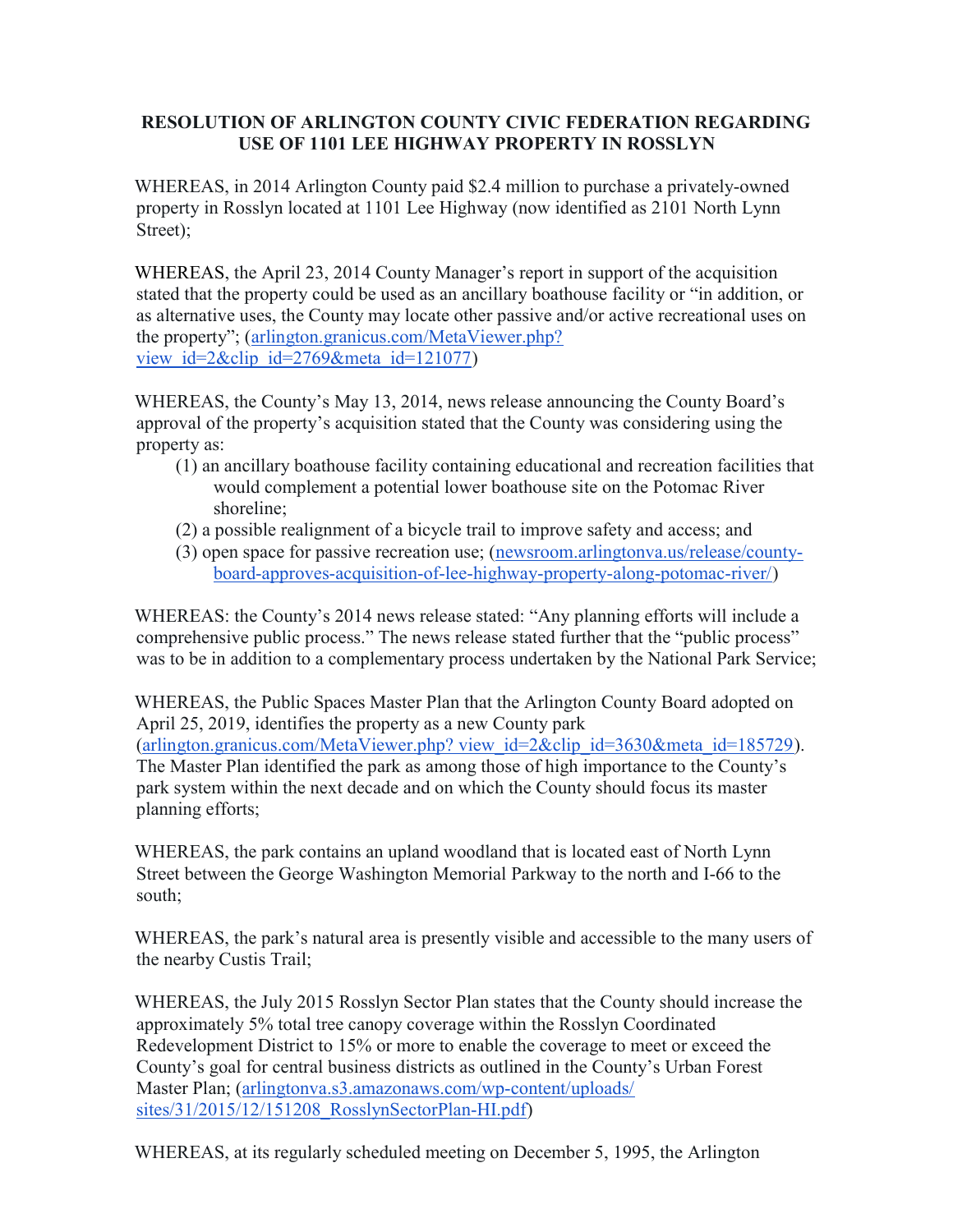**RESOLUTION OF ARLINGTON COUNTY CIVIC FEDERATION REGARDING USE OF 1101 LEE HIGHWAY PROPERTY IN ROSSLYN**

WHEREAS, in 2014 Arlington County paid $2.4 million to purchase a privately-owned property in Rosslyn located at 1101 Lee Highway (now identified as 2101 North Lynn Street);

WHEREAS, the April 23, 2014 County Manager's report in support of the acquisition stated that the property could be used as an ancillary boathouse facility or "in addition, or as alternative uses, the County may locate other passive and/or active recreational uses on the property"; (arlington.granicus.com/MetaViewer.php?view_id=2&clip_id=2769&meta_id=121077)

WHEREAS, the County's May 13, 2014, news release announcing the County Board's approval of the property's acquisition stated that the County was considering using the property as:

(1) an ancillary boathouse facility containing educational and recreation facilities that would complement a potential lower boathouse site on the Potomac River shoreline;
(2) a possible realignment of a bicycle trail to improve safety and access; and
(3) open space for passive recreation use; (newsroom.arlingtonva.us/release/county-board-approves-acquisition-of-lee-highway-property-along-potomac-river/)

WHEREAS: the County's 2014 news release stated: "Any planning efforts will include a comprehensive public process." The news release stated further that the "public process" was to be in addition to a complementary process undertaken by the National Park Service;

WHEREAS, the Public Spaces Master Plan that the Arlington County Board adopted on April 25, 2019, identifies the property as a new County park (arlington.granicus.com/MetaViewer.php? view_id=2&clip_id=3630&meta_id=185729). The Master Plan identified the park as among those of high importance to the County's park system within the next decade and on which the County should focus its master planning efforts;

WHEREAS, the park contains an upland woodland that is located east of North Lynn Street between the George Washington Memorial Parkway to the north and I-66 to the south;

WHEREAS, the park's natural area is presently visible and accessible to the many users of the nearby Custis Trail;

WHEREAS, the July 2015 Rosslyn Sector Plan states that the County should increase the approximately 5% total tree canopy coverage within the Rosslyn Coordinated Redevelopment District to 15% or more to enable the coverage to meet or exceed the County's goal for central business districts as outlined in the County's Urban Forest Master Plan; (arlingtonva.s3.amazonaws.com/wp-content/uploads/sites/31/2015/12/151208_RosslynSectorPlan-HI.pdf)

WHEREAS, at its regularly scheduled meeting on December 5, 1995, the Arlington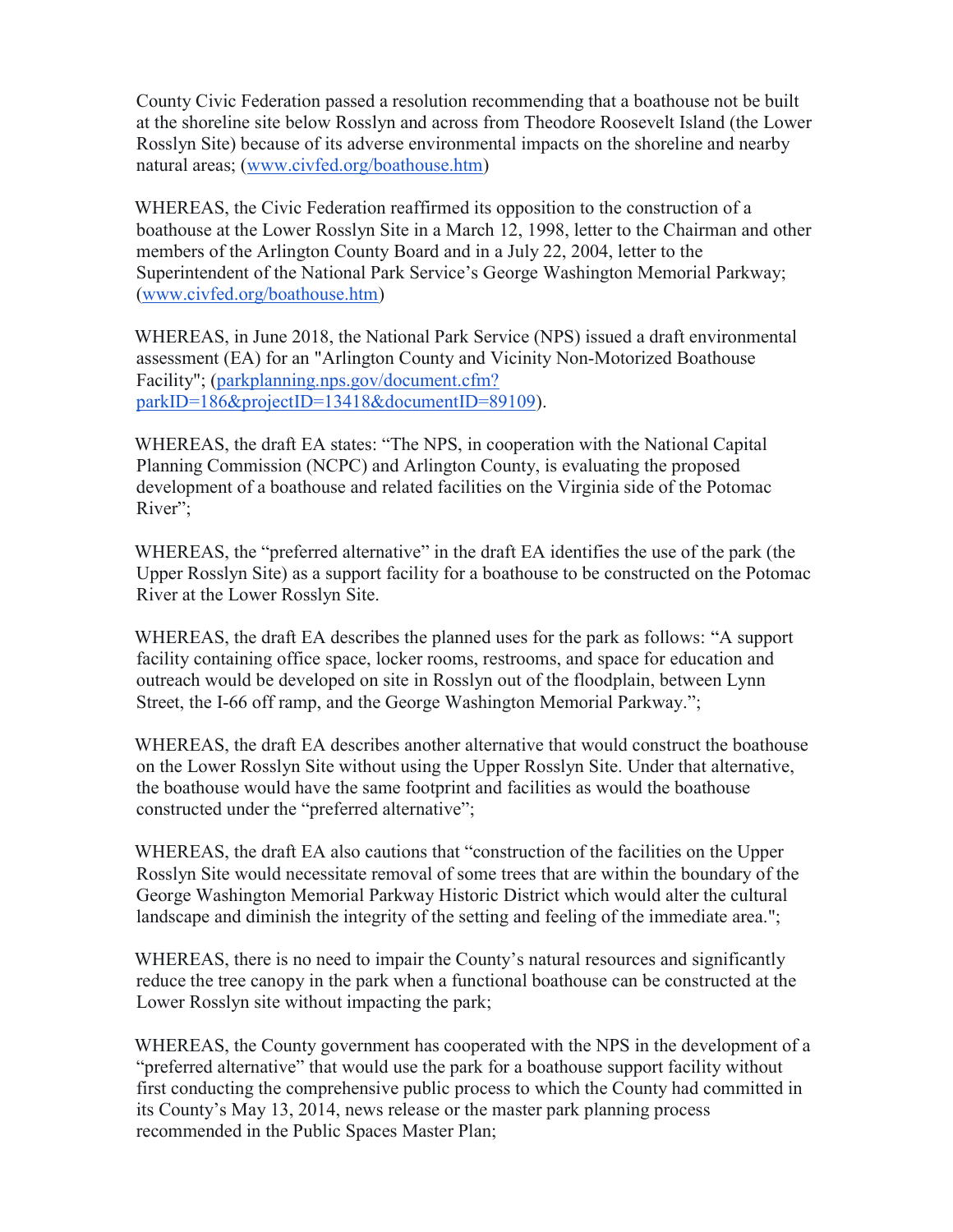County Civic Federation passed a resolution recommending that a boathouse not be built at the shoreline site below Rosslyn and across from Theodore Roosevelt Island (the Lower Rosslyn Site) because of its adverse environmental impacts on the shoreline and nearby natural areas; (www.civfed.org/boathouse.htm)

WHEREAS, the Civic Federation reaffirmed its opposition to the construction of a boathouse at the Lower Rosslyn Site in a March 12, 1998, letter to the Chairman and other members of the Arlington County Board and in a July 22, 2004, letter to the Superintendent of the National Park Service's George Washington Memorial Parkway; (www.civfed.org/boathouse.htm)

WHEREAS, in June 2018, the National Park Service (NPS) issued a draft environmental assessment (EA) for an "Arlington County and Vicinity Non-Motorized Boathouse Facility"; (parkplanning.nps.gov/document.cfm?parkID=186&projectID=13418&documentID=89109).

WHEREAS, the draft EA states: "The NPS, in cooperation with the National Capital Planning Commission (NCPC) and Arlington County, is evaluating the proposed development of a boathouse and related facilities on the Virginia side of the Potomac River";

WHEREAS, the "preferred alternative" in the draft EA identifies the use of the park (the Upper Rosslyn Site) as a support facility for a boathouse to be constructed on the Potomac River at the Lower Rosslyn Site.

WHEREAS, the draft EA describes the planned uses for the park as follows: "A support facility containing office space, locker rooms, restrooms, and space for education and outreach would be developed on site in Rosslyn out of the floodplain, between Lynn Street, the I-66 off ramp, and the George Washington Memorial Parkway.";

WHEREAS, the draft EA describes another alternative that would construct the boathouse on the Lower Rosslyn Site without using the Upper Rosslyn Site. Under that alternative, the boathouse would have the same footprint and facilities as would the boathouse constructed under the "preferred alternative";

WHEREAS, the draft EA also cautions that "construction of the facilities on the Upper Rosslyn Site would necessitate removal of some trees that are within the boundary of the George Washington Memorial Parkway Historic District which would alter the cultural landscape and diminish the integrity of the setting and feeling of the immediate area.";

WHEREAS, there is no need to impair the County's natural resources and significantly reduce the tree canopy in the park when a functional boathouse can be constructed at the Lower Rosslyn site without impacting the park;

WHEREAS, the County government has cooperated with the NPS in the development of a "preferred alternative" that would use the park for a boathouse support facility without first conducting the comprehensive public process to which the County had committed in its County's May 13, 2014, news release or the master park planning process recommended in the Public Spaces Master Plan;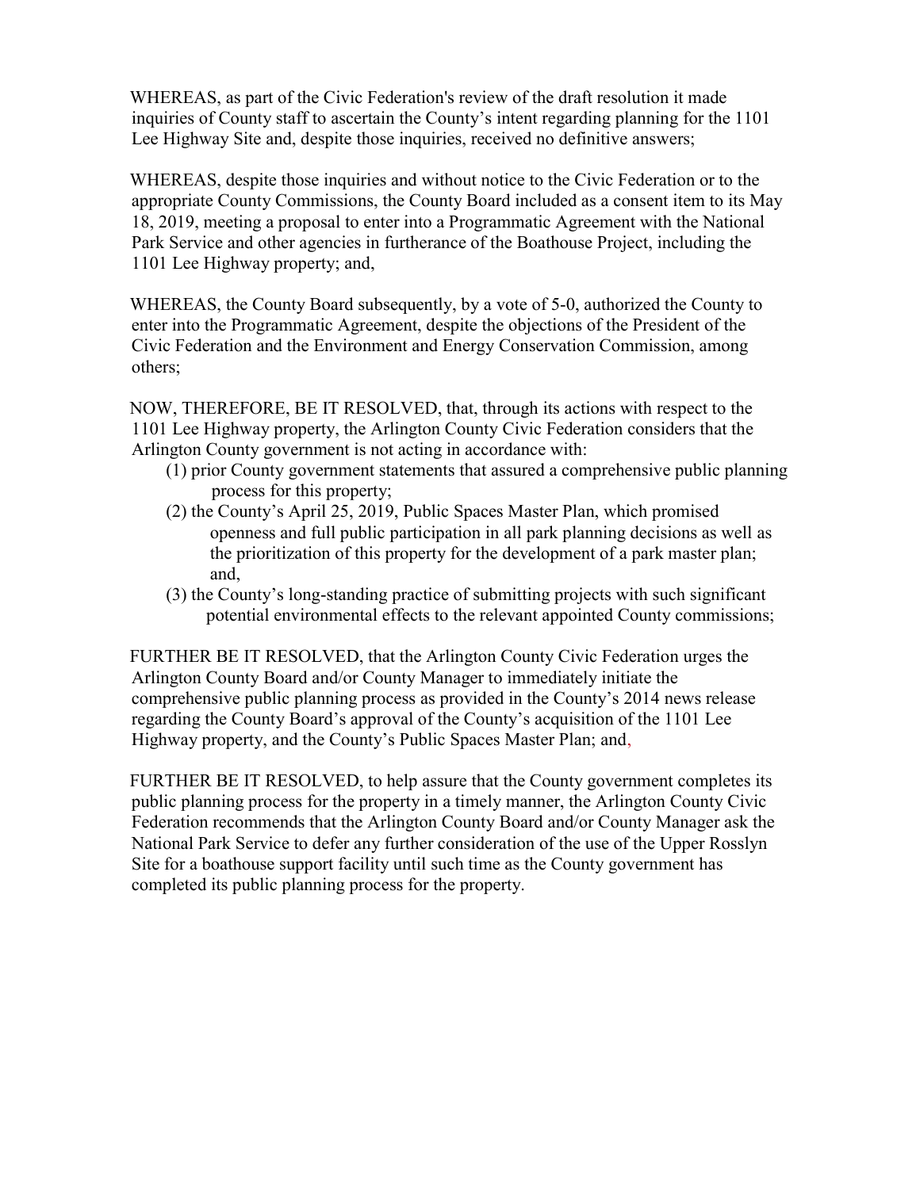WHEREAS, as part of the Civic Federation's review of the draft resolution it made inquiries of County staff to ascertain the County's intent regarding planning for the 1101 Lee Highway Site and, despite those inquiries, received no definitive answers;

WHEREAS, despite those inquiries and without notice to the Civic Federation or to the appropriate County Commissions, the County Board included as a consent item to its May 18, 2019, meeting a proposal to enter into a Programmatic Agreement with the National Park Service and other agencies in furtherance of the Boathouse Project, including the 1101 Lee Highway property; and,

WHEREAS, the County Board subsequently, by a vote of 5-0, authorized the County to enter into the Programmatic Agreement, despite the objections of the President of the Civic Federation and the Environment and Energy Conservation Commission, among others;

NOW, THEREFORE, BE IT RESOLVED, that, through its actions with respect to the 1101 Lee Highway property, the Arlington County Civic Federation considers that the Arlington County government is not acting in accordance with:

(1) prior County government statements that assured a comprehensive public planning process for this property;
(2) the County's April 25, 2019, Public Spaces Master Plan, which promised openness and full public participation in all park planning decisions as well as the prioritization of this property for the development of a park master plan; and,
(3) the County's long-standing practice of submitting projects with such significant potential environmental effects to the relevant appointed County commissions;

FURTHER BE IT RESOLVED, that the Arlington County Civic Federation urges the Arlington County Board and/or County Manager to immediately initiate the comprehensive public planning process as provided in the County's 2014 news release regarding the County Board's approval of the County's acquisition of the 1101 Lee Highway property, and the County's Public Spaces Master Plan; and,

FURTHER BE IT RESOLVED, to help assure that the County government completes its public planning process for the property in a timely manner, the Arlington County Civic Federation recommends that the Arlington County Board and/or County Manager ask the National Park Service to defer any further consideration of the use of the Upper Rosslyn Site for a boathouse support facility until such time as the County government has completed its public planning process for the property.